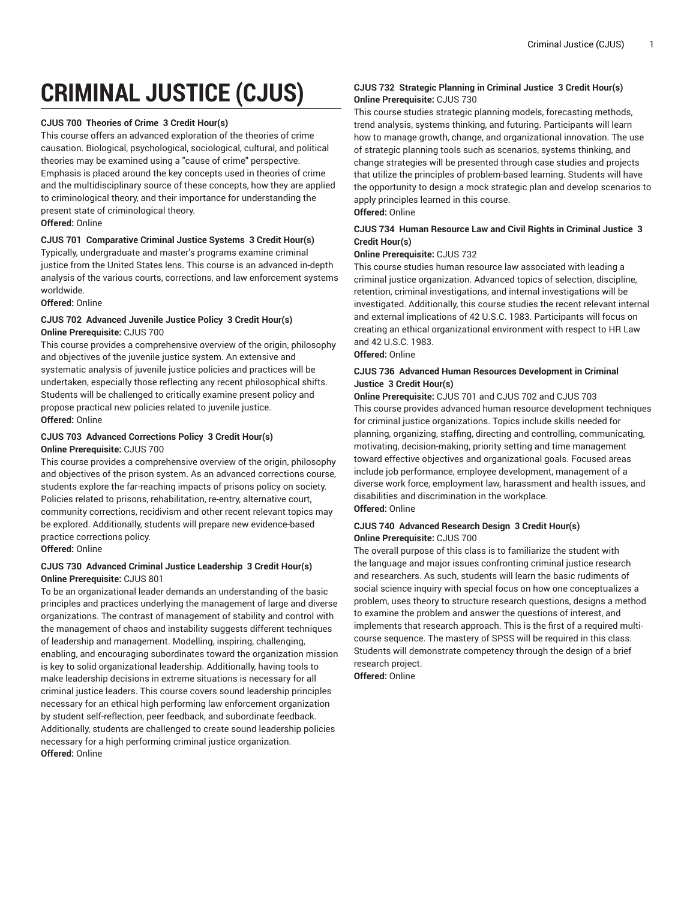# CRIMINAL JUSTICE (CJUS)

**CJUS 700 Theories of Crime 3 Credit Hour(s)**

This course offers an advanced exploration of the theories of crime causation. Biological, psychological, sociological, cultural, and political theories may be examined using a "cause of crime" perspective. Emphasis is placed around the key concepts used in theories of crime and the multidisciplinary source of these concepts, how they are applied to criminological theory, and their importance for understanding the present state of criminological theory.

**Offered:** Online

**CJUS 701 Comparative Criminal Justice Systems 3 Credit Hour(s)**

Typically, undergraduate and master's programs examine criminal justice from the United States lens. This course is an advanced in-depth analysis of the various courts, corrections, and law enforcement systems worldwide.

**Offered:** Online

**CJUS 702 Advanced Juvenile Justice Policy 3 Credit Hour(s)**

**Online Prerequisite:** CJUS 700

This course provides a comprehensive overview of the origin, philosophy and objectives of the juvenile justice system. An extensive and systematic analysis of juvenile justice policies and practices will be undertaken, especially those reflecting any recent philosophical shifts. Students will be challenged to critically examine present policy and propose practical new policies related to juvenile justice.

**Offered:** Online

**CJUS 703 Advanced Corrections Policy 3 Credit Hour(s)**

**Online Prerequisite:** CJUS 700

This course provides a comprehensive overview of the origin, philosophy and objectives of the prison system. As an advanced corrections course, students explore the far-reaching impacts of prisons policy on society. Policies related to prisons, rehabilitation, re-entry, alternative court, community corrections, recidivism and other recent relevant topics may be explored. Additionally, students will prepare new evidence-based practice corrections policy.

**Offered:** Online

**CJUS 730 Advanced Criminal Justice Leadership 3 Credit Hour(s)**

**Online Prerequisite:** CJUS 801

To be an organizational leader demands an understanding of the basic principles and practices underlying the management of large and diverse organizations. The contrast of management of stability and control with the management of chaos and instability suggests different techniques of leadership and management. Modelling, inspiring, challenging, enabling, and encouraging subordinates toward the organization mission is key to solid organizational leadership. Additionally, having tools to make leadership decisions in extreme situations is necessary for all criminal justice leaders. This course covers sound leadership principles necessary for an ethical high performing law enforcement organization by student self-reflection, peer feedback, and subordinate feedback. Additionally, students are challenged to create sound leadership policies necessary for a high performing criminal justice organization.

**Offered:** Online

**CJUS 732 Strategic Planning in Criminal Justice 3 Credit Hour(s)**

**Online Prerequisite:** CJUS 730

This course studies strategic planning models, forecasting methods, trend analysis, systems thinking, and futuring. Participants will learn how to manage growth, change, and organizational innovation. The use of strategic planning tools such as scenarios, systems thinking, and change strategies will be presented through case studies and projects that utilize the principles of problem-based learning. Students will have the opportunity to design a mock strategic plan and develop scenarios to apply principles learned in this course.

**Offered:** Online

**CJUS 734 Human Resource Law and Civil Rights in Criminal Justice 3 Credit Hour(s)**

**Online Prerequisite:** CJUS 732

This course studies human resource law associated with leading a criminal justice organization. Advanced topics of selection, discipline, retention, criminal investigations, and internal investigations will be investigated. Additionally, this course studies the recent relevant internal and external implications of 42 U.S.C. 1983. Participants will focus on creating an ethical organizational environment with respect to HR Law and 42 U.S.C. 1983.

**Offered:** Online

**CJUS 736 Advanced Human Resources Development in Criminal Justice 3 Credit Hour(s)**

**Online Prerequisite:** CJUS 701 and CJUS 702 and CJUS 703

This course provides advanced human resource development techniques for criminal justice organizations. Topics include skills needed for planning, organizing, staffing, directing and controlling, communicating, motivating, decision-making, priority setting and time management toward effective objectives and organizational goals. Focused areas include job performance, employee development, management of a diverse work force, employment law, harassment and health issues, and disabilities and discrimination in the workplace.

**Offered:** Online

**CJUS 740 Advanced Research Design 3 Credit Hour(s)**

**Online Prerequisite:** CJUS 700

The overall purpose of this class is to familiarize the student with the language and major issues confronting criminal justice research and researchers. As such, students will learn the basic rudiments of social science inquiry with special focus on how one conceptualizes a problem, uses theory to structure research questions, designs a method to examine the problem and answer the questions of interest, and implements that research approach. This is the first of a required multi-course sequence. The mastery of SPSS will be required in this class. Students will demonstrate competency through the design of a brief research project.

**Offered:** Online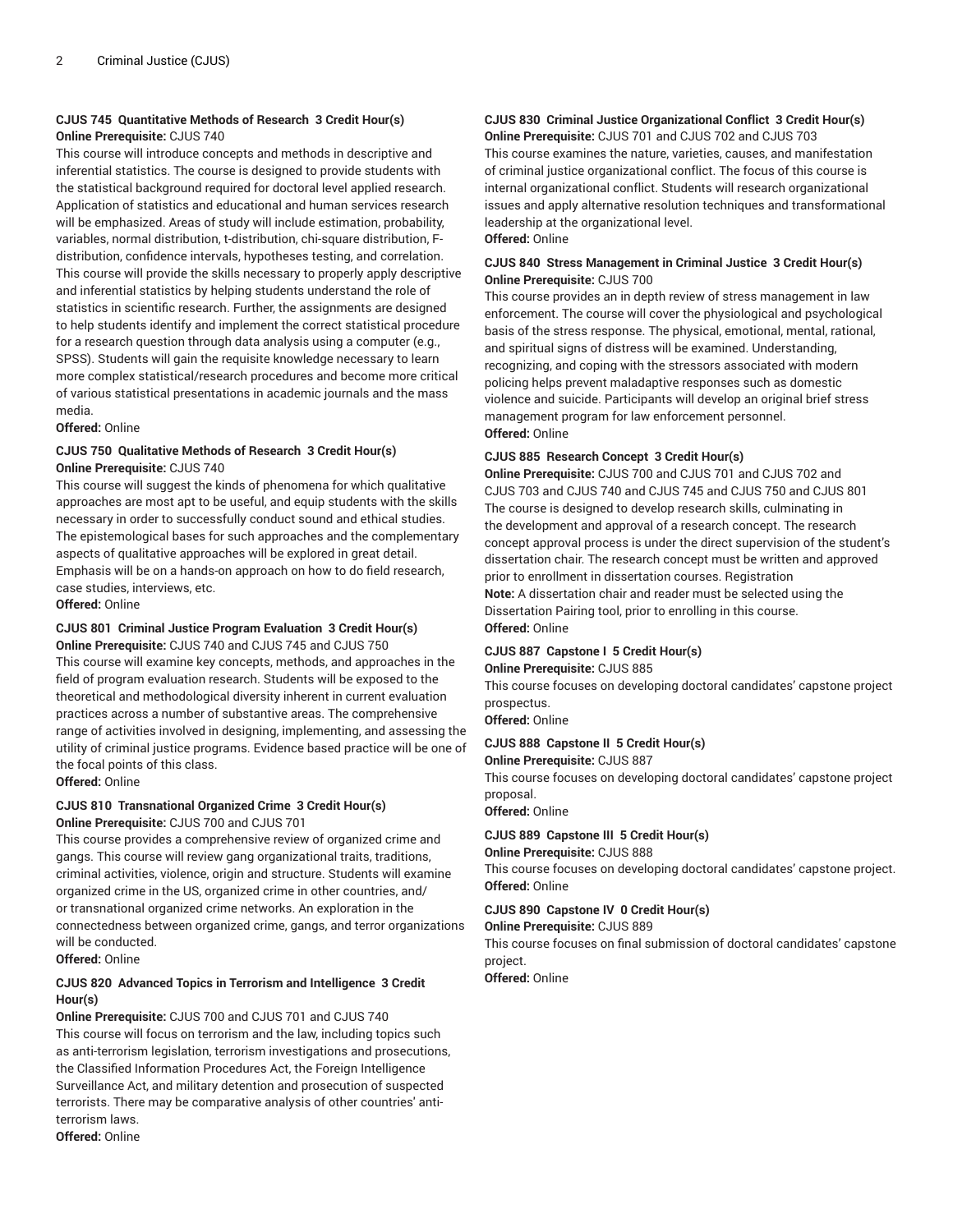#### CJUS 745 Quantitative Methods of Research 3 Credit Hour(s)

**Online Prerequisite:** CJUS 740

This course will introduce concepts and methods in descriptive and inferential statistics. The course is designed to provide students with the statistical background required for doctoral level applied research. Application of statistics and educational and human services research will be emphasized. Areas of study will include estimation, probability, variables, normal distribution, t-distribution, chi-square distribution, F-distribution, confidence intervals, hypotheses testing, and correlation. This course will provide the skills necessary to properly apply descriptive and inferential statistics by helping students understand the role of statistics in scientific research. Further, the assignments are designed to help students identify and implement the correct statistical procedure for a research question through data analysis using a computer (e.g., SPSS). Students will gain the requisite knowledge necessary to learn more complex statistical/research procedures and become more critical of various statistical presentations in academic journals and the mass media.

**Offered:** Online

#### CJUS 750 Qualitative Methods of Research 3 Credit Hour(s)

**Online Prerequisite:** CJUS 740

This course will suggest the kinds of phenomena for which qualitative approaches are most apt to be useful, and equip students with the skills necessary in order to successfully conduct sound and ethical studies. The epistemological bases for such approaches and the complementary aspects of qualitative approaches will be explored in great detail. Emphasis will be on a hands-on approach on how to do field research, case studies, interviews, etc.

**Offered:** Online

#### CJUS 801 Criminal Justice Program Evaluation 3 Credit Hour(s)

**Online Prerequisite:** CJUS 740 and CJUS 745 and CJUS 750

This course will examine key concepts, methods, and approaches in the field of program evaluation research. Students will be exposed to the theoretical and methodological diversity inherent in current evaluation practices across a number of substantive areas. The comprehensive range of activities involved in designing, implementing, and assessing the utility of criminal justice programs. Evidence based practice will be one of the focal points of this class.

**Offered:** Online

#### CJUS 810 Transnational Organized Crime 3 Credit Hour(s)

**Online Prerequisite:** CJUS 700 and CJUS 701

This course provides a comprehensive review of organized crime and gangs. This course will review gang organizational traits, traditions, criminal activities, violence, origin and structure. Students will examine organized crime in the US, organized crime in other countries, and/or transnational organized crime networks. An exploration in the connectedness between organized crime, gangs, and terror organizations will be conducted.

**Offered:** Online

#### CJUS 820 Advanced Topics in Terrorism and Intelligence 3 Credit Hour(s)

**Online Prerequisite:** CJUS 700 and CJUS 701 and CJUS 740

This course will focus on terrorism and the law, including topics such as anti-terrorism legislation, terrorism investigations and prosecutions, the Classified Information Procedures Act, the Foreign Intelligence Surveillance Act, and military detention and prosecution of suspected terrorists. There may be comparative analysis of other countries' anti-terrorism laws.

**Offered:** Online

#### CJUS 830 Criminal Justice Organizational Conflict 3 Credit Hour(s)

**Online Prerequisite:** CJUS 701 and CJUS 702 and CJUS 703

This course examines the nature, varieties, causes, and manifestation of criminal justice organizational conflict. The focus of this course is internal organizational conflict. Students will research organizational issues and apply alternative resolution techniques and transformational leadership at the organizational level.

**Offered:** Online

#### CJUS 840 Stress Management in Criminal Justice 3 Credit Hour(s)

**Online Prerequisite:** CJUS 700

This course provides an in depth review of stress management in law enforcement. The course will cover the physiological and psychological basis of the stress response. The physical, emotional, mental, rational, and spiritual signs of distress will be examined. Understanding, recognizing, and coping with the stressors associated with modern policing helps prevent maladaptive responses such as domestic violence and suicide. Participants will develop an original brief stress management program for law enforcement personnel.

**Offered:** Online

#### CJUS 885 Research Concept 3 Credit Hour(s)

**Online Prerequisite:** CJUS 700 and CJUS 701 and CJUS 702 and CJUS 703 and CJUS 740 and CJUS 745 and CJUS 750 and CJUS 801

The course is designed to develop research skills, culminating in the development and approval of a research concept. The research concept approval process is under the direct supervision of the student's dissertation chair. The research concept must be written and approved prior to enrollment in dissertation courses. Registration

**Note:** A dissertation chair and reader must be selected using the Dissertation Pairing tool, prior to enrolling in this course.

**Offered:** Online

#### CJUS 887 Capstone I 5 Credit Hour(s)

**Online Prerequisite:** CJUS 885

This course focuses on developing doctoral candidates' capstone project prospectus.

**Offered:** Online

#### CJUS 888 Capstone II 5 Credit Hour(s)

**Online Prerequisite:** CJUS 887

This course focuses on developing doctoral candidates' capstone project proposal.

**Offered:** Online

#### CJUS 889 Capstone III 5 Credit Hour(s)

**Online Prerequisite:** CJUS 888

This course focuses on developing doctoral candidates' capstone project.

**Offered:** Online

#### CJUS 890 Capstone IV 0 Credit Hour(s)

**Online Prerequisite:** CJUS 889

This course focuses on final submission of doctoral candidates' capstone project.

**Offered:** Online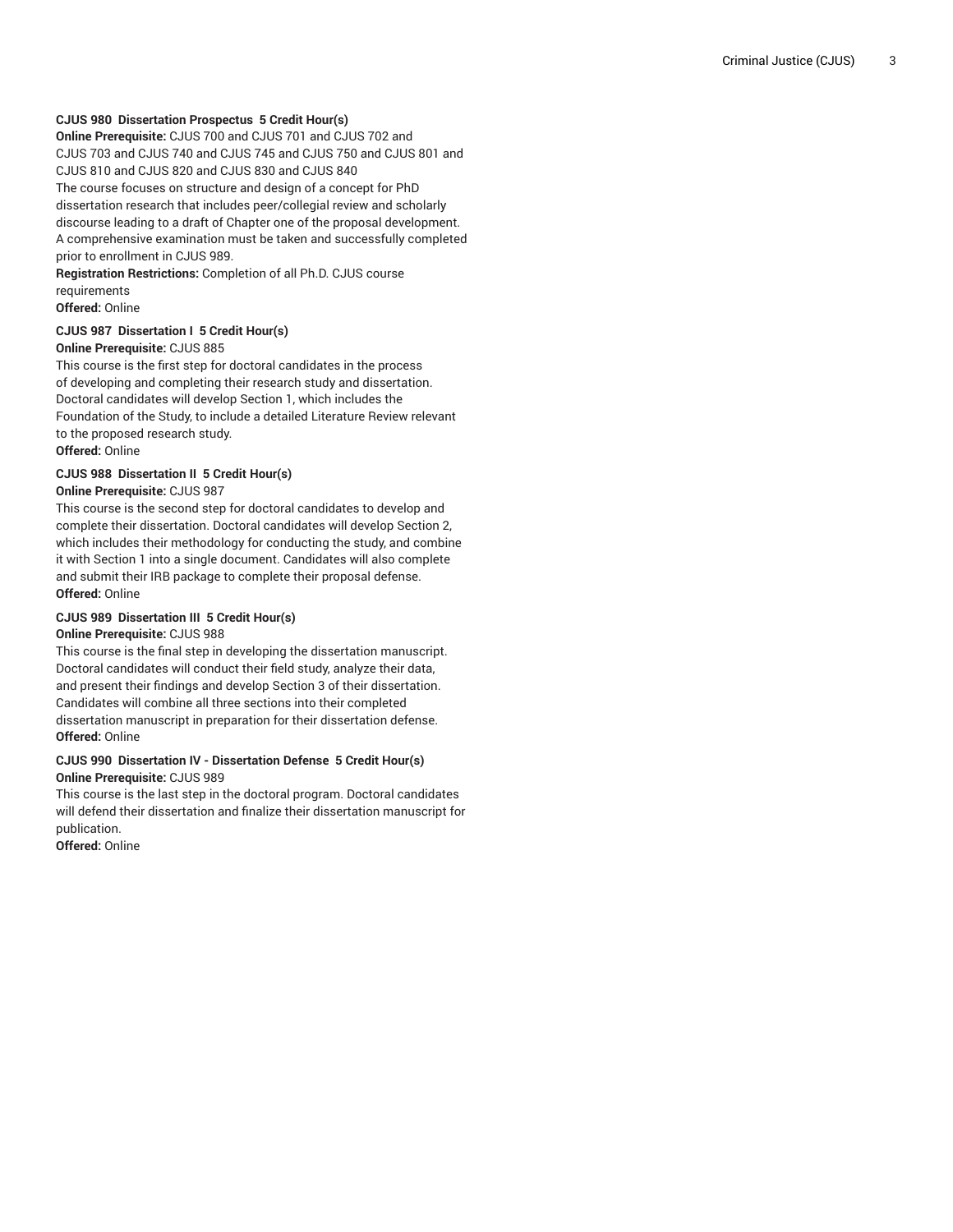**CJUS 980 Dissertation Prospectus 5 Credit Hour(s)**
**Online Prerequisite:** CJUS 700 and CJUS 701 and CJUS 702 and CJUS 703 and CJUS 740 and CJUS 745 and CJUS 750 and CJUS 801 and CJUS 810 and CJUS 820 and CJUS 830 and CJUS 840
The course focuses on structure and design of a concept for PhD dissertation research that includes peer/collegial review and scholarly discourse leading to a draft of Chapter one of the proposal development. A comprehensive examination must be taken and successfully completed prior to enrollment in CJUS 989.
**Registration Restrictions:** Completion of all Ph.D. CJUS course requirements
**Offered:** Online

**CJUS 987 Dissertation I 5 Credit Hour(s)**
**Online Prerequisite:** CJUS 885
This course is the first step for doctoral candidates in the process of developing and completing their research study and dissertation. Doctoral candidates will develop Section 1, which includes the Foundation of the Study, to include a detailed Literature Review relevant to the proposed research study.
**Offered:** Online

**CJUS 988 Dissertation II 5 Credit Hour(s)**
**Online Prerequisite:** CJUS 987
This course is the second step for doctoral candidates to develop and complete their dissertation. Doctoral candidates will develop Section 2, which includes their methodology for conducting the study, and combine it with Section 1 into a single document. Candidates will also complete and submit their IRB package to complete their proposal defense.
**Offered:** Online

**CJUS 989 Dissertation III 5 Credit Hour(s)**
**Online Prerequisite:** CJUS 988
This course is the final step in developing the dissertation manuscript. Doctoral candidates will conduct their field study, analyze their data, and present their findings and develop Section 3 of their dissertation. Candidates will combine all three sections into their completed dissertation manuscript in preparation for their dissertation defense.
**Offered:** Online

**CJUS 990 Dissertation IV - Dissertation Defense 5 Credit Hour(s)**
**Online Prerequisite:** CJUS 989
This course is the last step in the doctoral program. Doctoral candidates will defend their dissertation and finalize their dissertation manuscript for publication.
**Offered:** Online